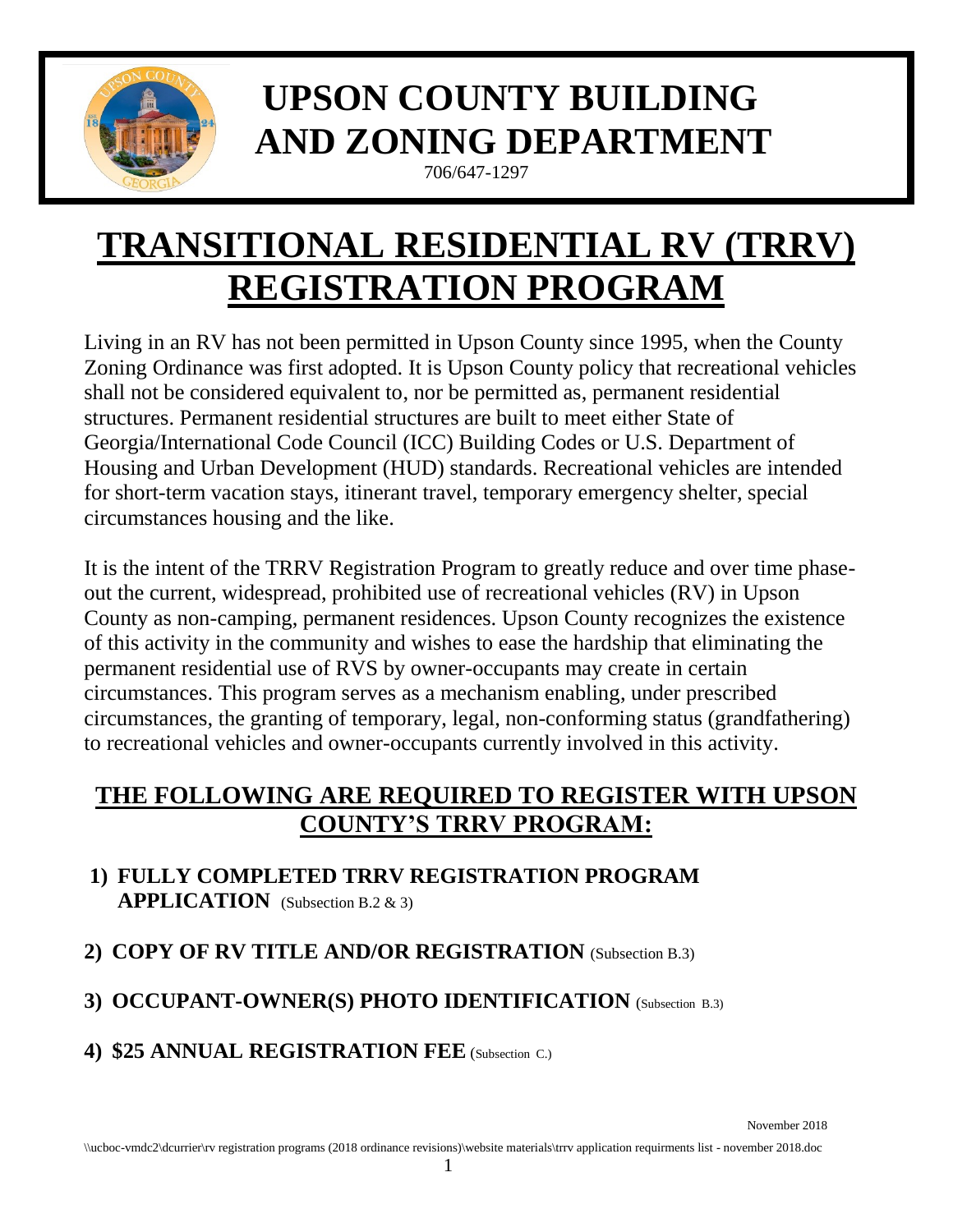# UPSON COUNTY BUILDING AND ZONING DEPARTMENT

706/647-1297

# TRANSITIONAL RESIDENTIAL RV (TRRV) REGISTRATION PROGRAM

Living in an RV has not been permitted in Upson County since 1995, when the County Zoning Ordinance was first adopted. It is Upson County policy that recreational vehicles shall not be considered equivalent to, nor be permitted as, permanent residential structures. Permanent residential structures are built to meet either State of Georgia/International Code Council (ICC) Building Codes or U.S. Department of Housing and Urban Development (HUD) standards. Recreational vehicles are intended for short-term vacation stays, itinerant travel, temporary emergency shelter, special circumstances housing and the like.

It is the intent of the TRRV Registration Program to greatly reduce and over time phase-out the current, widespread, prohibited use of recreational vehicles (RV) in Upson County as non-camping, permanent residences. Upson County recognizes the existence of this activity in the community and wishes to ease the hardship that eliminating the permanent residential use of RVS by owner-occupants may create in certain circumstances. This program serves as a mechanism enabling, under prescribed circumstances, the granting of temporary, legal, non-conforming status (grandfathering) to recreational vehicles and owner-occupants currently involved in this activity.

## THE FOLLOWING ARE REQUIRED TO REGISTER WITH UPSON COUNTY'S TRRV PROGRAM:

1) **FULLY COMPLETED TRRV REGISTRATION PROGRAM APPLICATION** (Subsection B.2 & 3)

2) **COPY OF RV TITLE AND/OR REGISTRATION** (Subsection B.3)

3) **OCCUPANT-OWNER(S) PHOTO IDENTIFICATION** (Subsection B.3)

4) **$25 ANNUAL REGISTRATION FEE** (Subsection C.)

November 2018

\\ucboc-vmdc2\dcurrier\rv registration programs (2018 ordinance revisions)\website materials\trrv application requirments list - november 2018.doc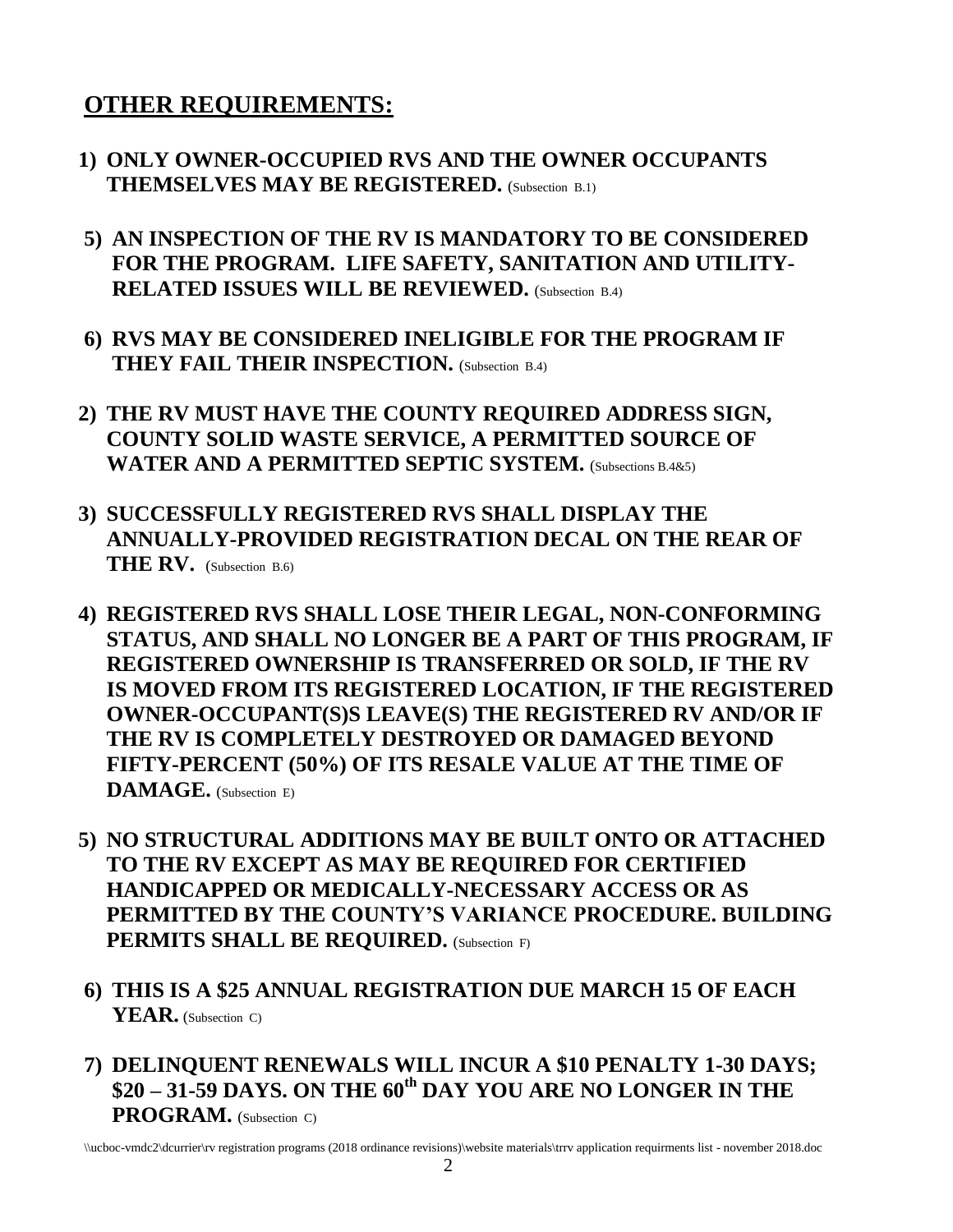## OTHER REQUIREMENTS:

1) **ONLY OWNER-OCCUPIED RVS AND THE OWNER OCCUPANTS THEMSELVES MAY BE REGISTERED.** (Subsection B.1)

5) **AN INSPECTION OF THE RV IS MANDATORY TO BE CONSIDERED FOR THE PROGRAM. LIFE SAFETY, SANITATION AND UTILITY-RELATED ISSUES WILL BE REVIEWED.** (Subsection B.4)

6) **RVS MAY BE CONSIDERED INELIGIBLE FOR THE PROGRAM IF THEY FAIL THEIR INSPECTION.** (Subsection B.4)

2) **THE RV MUST HAVE THE COUNTY REQUIRED ADDRESS SIGN, COUNTY SOLID WASTE SERVICE, A PERMITTED SOURCE OF WATER AND A PERMITTED SEPTIC SYSTEM.** (Subsections B.4&5)

3) **SUCCESSFULLY REGISTERED RVS SHALL DISPLAY THE ANNUALLY-PROVIDED REGISTRATION DECAL ON THE REAR OF THE RV.** (Subsection B.6)

4) **REGISTERED RVS SHALL LOSE THEIR LEGAL, NON-CONFORMING STATUS, AND SHALL NO LONGER BE A PART OF THIS PROGRAM, IF REGISTERED OWNERSHIP IS TRANSFERRED OR SOLD, IF THE RV IS MOVED FROM ITS REGISTERED LOCATION, IF THE REGISTERED OWNER-OCCUPANT(S)S LEAVE(S) THE REGISTERED RV AND/OR IF THE RV IS COMPLETELY DESTROYED OR DAMAGED BEYOND FIFTY-PERCENT (50%) OF ITS RESALE VALUE AT THE TIME OF DAMAGE.** (Subsection E)

5) **NO STRUCTURAL ADDITIONS MAY BE BUILT ONTO OR ATTACHED TO THE RV EXCEPT AS MAY BE REQUIRED FOR CERTIFIED HANDICAPPED OR MEDICALLY-NECESSARY ACCESS OR AS PERMITTED BY THE COUNTY'S VARIANCE PROCEDURE. BUILDING PERMITS SHALL BE REQUIRED.** (Subsection F)

6) **THIS IS A $25 ANNUAL REGISTRATION DUE MARCH 15 OF EACH YEAR.** (Subsection C)

7) **DELINQUENT RENEWALS WILL INCUR A $10 PENALTY 1-30 DAYS; $20 – 31-59 DAYS. ON THE 60th DAY YOU ARE NO LONGER IN THE PROGRAM.** (Subsection C)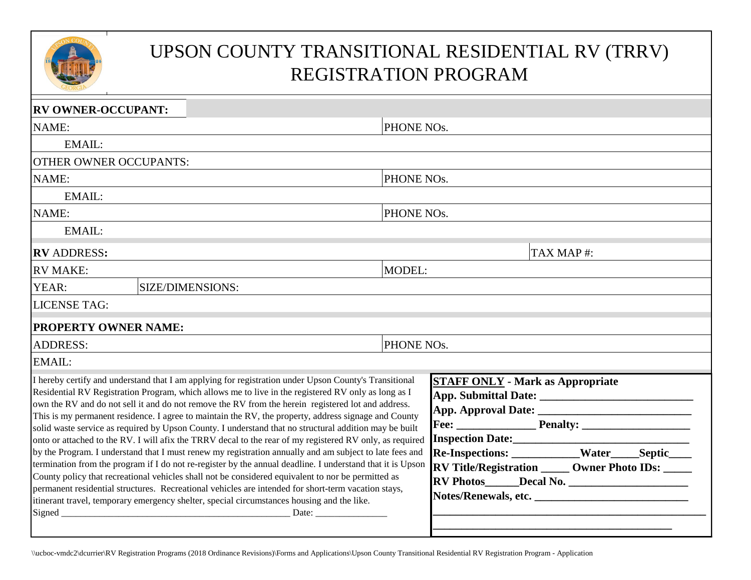# UPSON COUNTY TRANSITIONAL RESIDENTIAL RV (TRRV) REGISTRATION PROGRAM

| | |
|---|---|
| **RV OWNER-OCCUPANT:** | |
| NAME: | PHONE NOs. |
| EMAIL: | |
| OTHER OWNER OCCUPANTS: | |
| NAME: | PHONE NOs. |
| EMAIL: | |
| NAME: | PHONE NOs. |
| EMAIL: | |

| | | | |
|---|---|---|---|
| **RV** ADDRESS**:** | | | TAX MAP #: |
| RV MAKE: | | MODEL: | |
| YEAR: | SIZE/DIMENSIONS: | | |
| LICENSE TAG: | | | |

| | |
|---|---|
| **PROPERTY OWNER NAME:** | |
| ADDRESS: | PHONE NOs. |
| EMAIL: | |

I hereby certify and understand that I am applying for registration under Upson County's Transitional Residential RV Registration Program, which allows me to live in the registered RV only as long as I own the RV and do not sell it and do not remove the RV from the herein registered lot and address. This is my permanent residence. I agree to maintain the RV, the property, address signage and County solid waste service as required by Upson County. I understand that no structural addition may be built onto or attached to the RV. I will afix the TRRV decal to the rear of my registered RV only, as required by the Program. I understand that I must renew my registration annually and am subject to late fees and termination from the program if I do not re-register by the annual deadline. I understand that it is Upson County policy that recreational vehicles shall not be considered equivalent to nor be permitted as permanent residential structures. Recreational vehicles are intended for short-term vacation stays, itinerant travel, temporary emergency shelter, special circumstances housing and the like.

Signed ________________________________________________ Date: _______________

**STAFF ONLY - Mark as Appropriate**

**App. Submittal Date: ___________________________**

**App. Approval Date: ___________________________**

**Fee: ______________ Penalty: ___________________**

**Inspection Date:_______________________________**

**Re-Inspections: ____________Water_____Septic____**

**RV Title/Registration _____ Owner Photo IDs: _____**

**RV Photos______Decal No. _____________________**

**Notes/Renewals, etc. ___________________________**

**________________________________________________**

**__________________________________________**

\\ucboc-vmdc2\dcurrier\RV Registration Programs (2018 Ordinance Revisions)\Forms and Applications\Upson County Transitional Residential RV Registration Program - Application